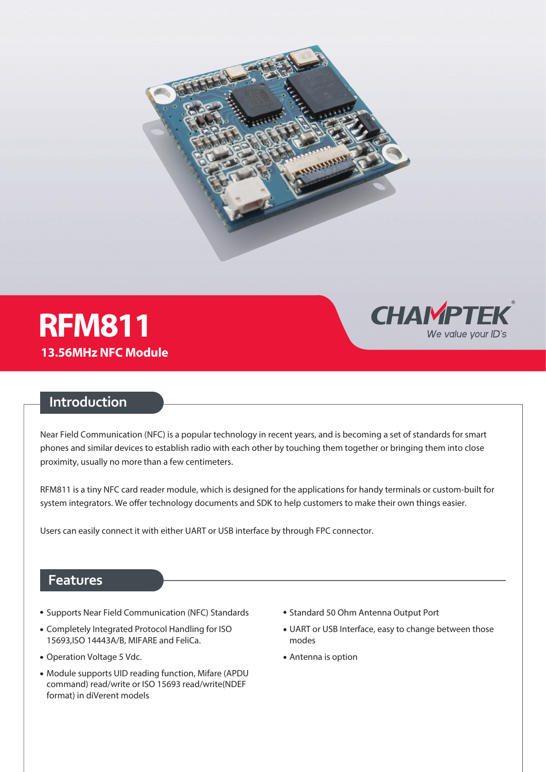# RFM811

**13.56MHz NFC Module**

CHAMPTEK®

*We value your ID's*

## Introduction

Near Field Communication (NFC) is a popular technology in recent years, and is becoming a set of standards for smart phones and similar devices to establish radio with each other by touching them together or bringing them into close proximity, usually no more than a few centimeters.

RFM811 is a tiny NFC card reader module, which is designed for the applications for handy terminals or custom-built for system integrators. We offer technology documents and SDK to help customers to make their own things easier.

Users can easily connect it with either UART or USB interface by through FPC connector.

## Features

- Supports Near Field Communication (NFC) Standards
- Completely Integrated Protocol Handling for ISO 15693,ISO 14443A/B, MIFARE and FeliCa.
- Operation Voltage 5 Vdc.
- Module supports UID reading function, Mifare (APDU command) read/write or ISO 15693 read/write(NDEF format) in diVerent models
- Standard 50 Ohm Antenna Output Port
- UART or USB Interface, easy to change between those modes
- Antenna is option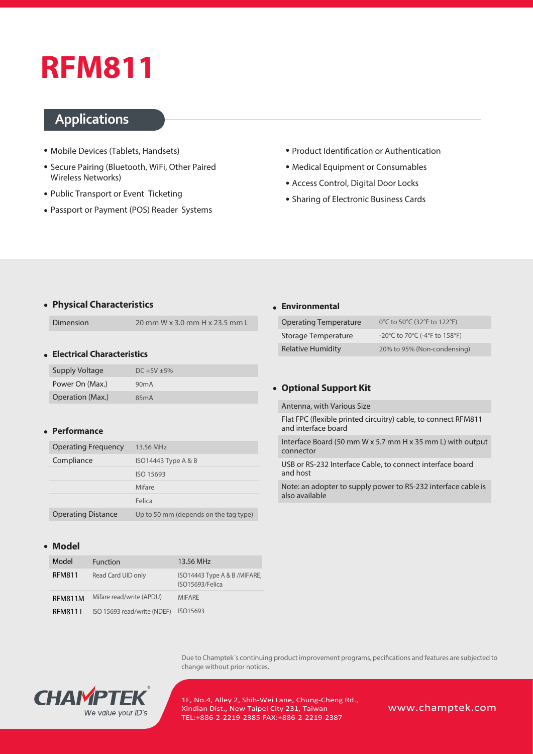# RFM811

## Applications

- Mobile Devices (Tablets, Handsets)
- Secure Pairing (Bluetooth, WiFi, Other Paired Wireless Networks)
- Public Transport or Event Ticketing
- Passport or Payment (POS) Reader Systems
- Product Identification or Authentication
- Medical Equipment or Consumables
- Access Control, Digital Door Locks
- Sharing of Electronic Business Cards

### Physical Characteristics

| | |
|---|---|
| Dimension | 20 mm W x 3.0 mm H x 23.5 mm L |

### Electrical Characteristics

| | |
|---|---|
| Supply Voltage | DC +5V ±5% |
| Power On (Max.) | 90mA |
| Operation (Max.) | 85mA |

### Performance

| | |
|---|---|
| Operating Frequency | 13.56 MHz |
| Compliance | ISO14443 Type A & B |
| | ISO 15693 |
| | Mifare |
| | Felica |
| Operating Distance | Up to 50 mm (depends on the tag type) |

### Model

| Model | Function | 13.56 MHz |
|---|---|---|
| RFM811 | Read Card UID only | ISO14443 Type A & B /MIFARE, ISO15693/Felica |
| RFM811M | Mifare read/write (APDU) | MIFARE |
| RFM811 I | ISO 15693 read/write (NDEF) | ISO15693 |

### Environmental

| | |
|---|---|
| Operating Temperature | 0°C to 50°C (32°F to 122°F) |
| Storage Temperature | -20°C to 70°C (-4°F to 158°F) |
| Relative Humidity | 20% to 95% (Non-condensing) |

### Optional Support Kit

| |
|---|
| Antenna, with Various Size |
| Flat FPC (flexible printed circuitry) cable, to connect RFM811 and interface board |
| Interface Board (50 mm W x 5.7 mm H x 35 mm L) with output connector |
| USB or RS-232 Interface Cable, to connect interface board and host |
| Note: an adopter to supply power to RS-232 interface cable is also available |

Due to Champtek´s continuing product improvement programs, pecifications and features are subjected to change without prior notices.

CHAMPTEK® We value your ID's

1F, No.4, Alley 2, Shih-Wei Lane, Chung-Cheng Rd., Xindian Dist., New Taipei City 231, Taiwan
TEL:+886-2-2219-2385 FAX:+886-2-2219-2387

www.champtek.com